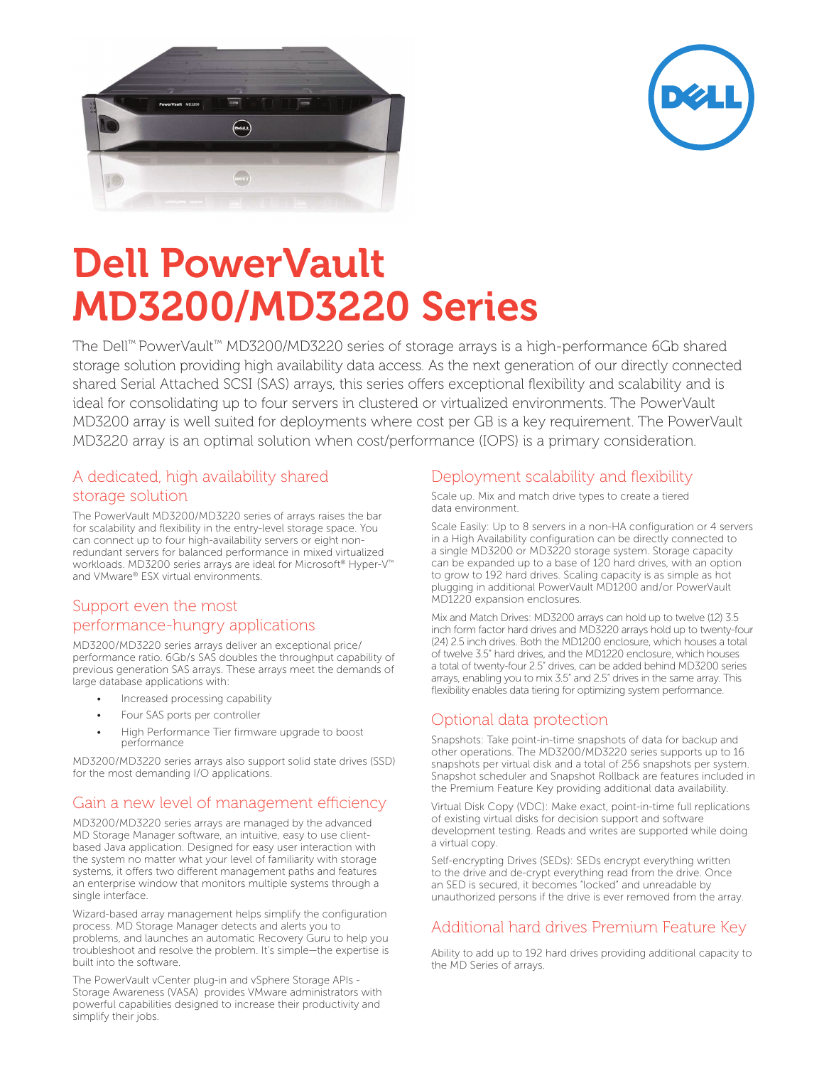# Dell PowerVault MD3200/MD3220 Series

The Dell™ PowerVault™ MD3200/MD3220 series of storage arrays is a high-performance 6Gb shared storage solution providing high availability data access. As the next generation of our directly connected shared Serial Attached SCSI (SAS) arrays, this series offers exceptional flexibility and scalability and is ideal for consolidating up to four servers in clustered or virtualized environments. The PowerVault MD3200 array is well suited for deployments where cost per GB is a key requirement. The PowerVault MD3220 array is an optimal solution when cost/performance (IOPS) is a primary consideration.

## A dedicated, high availability shared storage solution

The PowerVault MD3200/MD3220 series of arrays raises the bar for scalability and flexibility in the entry-level storage space. You can connect up to four high-availability servers or eight non-redundant servers for balanced performance in mixed virtualized workloads. MD3200 series arrays are ideal for Microsoft® Hyper-V™ and VMware® ESX virtual environments.

## Support even the most performance-hungry applications

MD3200/MD3220 series arrays deliver an exceptional price/performance ratio. 6Gb/s SAS doubles the throughput capability of previous generation SAS arrays. These arrays meet the demands of large database applications with:

- Increased processing capability
- Four SAS ports per controller
- High Performance Tier firmware upgrade to boost performance

MD3200/MD3220 series arrays also support solid state drives (SSD) for the most demanding I/O applications.

## Gain a new level of management efficiency

MD3200/MD3220 series arrays are managed by the advanced MD Storage Manager software, an intuitive, easy to use client-based Java application. Designed for easy user interaction with the system no matter what your level of familiarity with storage systems, it offers two different management paths and features an enterprise window that monitors multiple systems through a single interface.

Wizard-based array management helps simplify the configuration process. MD Storage Manager detects and alerts you to problems, and launches an automatic Recovery Guru to help you troubleshoot and resolve the problem. It's simple—the expertise is built into the software.

The PowerVault vCenter plug-in and vSphere Storage APIs - Storage Awareness (VASA) provides VMware administrators with powerful capabilities designed to increase their productivity and simplify their jobs.

## Deployment scalability and flexibility

Scale up. Mix and match drive types to create a tiered data environment.

Scale Easily: Up to 8 servers in a non-HA configuration or 4 servers in a High Availability configuration can be directly connected to a single MD3200 or MD3220 storage system. Storage capacity can be expanded up to a base of 120 hard drives, with an option to grow to 192 hard drives. Scaling capacity is as simple as hot plugging in additional PowerVault MD1200 and/or PowerVault MD1220 expansion enclosures.

Mix and Match Drives: MD3200 arrays can hold up to twelve (12) 3.5 inch form factor hard drives and MD3220 arrays hold up to twenty-four (24) 2.5 inch drives. Both the MD1200 enclosure, which houses a total of twelve 3.5" hard drives, and the MD1220 enclosure, which houses a total of twenty-four 2.5" drives, can be added behind MD3200 series arrays, enabling you to mix 3.5" and 2.5" drives in the same array. This flexibility enables data tiering for optimizing system performance.

## Optional data protection

Snapshots: Take point-in-time snapshots of data for backup and other operations. The MD3200/MD3220 series supports up to 16 snapshots per virtual disk and a total of 256 snapshots per system. Snapshot scheduler and Snapshot Rollback are features included in the Premium Feature Key providing additional data availability.

Virtual Disk Copy (VDC): Make exact, point-in-time full replications of existing virtual disks for decision support and software development testing. Reads and writes are supported while doing a virtual copy.

Self-encrypting Drives (SEDs): SEDs encrypt everything written to the drive and de-crypt everything read from the drive. Once an SED is secured, it becomes "locked" and unreadable by unauthorized persons if the drive is ever removed from the array.

## Additional hard drives Premium Feature Key

Ability to add up to 192 hard drives providing additional capacity to the MD Series of arrays.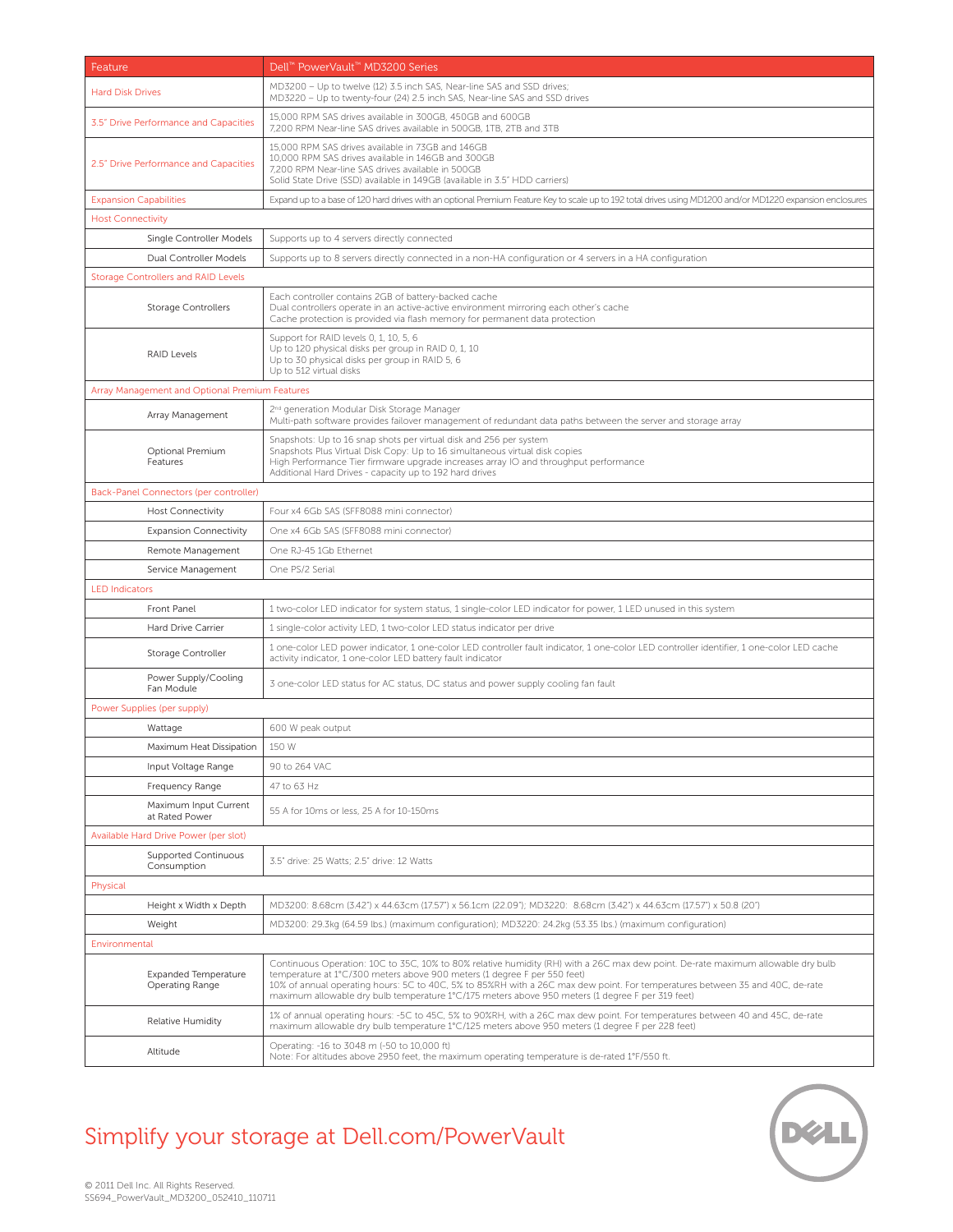| Feature | Dell™ PowerVault™ MD3200 Series |
| --- | --- |
| Hard Disk Drives | MD3200 – Up to twelve (12) 3.5 inch SAS, Near-line SAS and SSD drives;<br>MD3220 – Up to twenty-four (24) 2.5 inch SAS, Near-line SAS and SSD drives |
| 3.5" Drive Performance and Capacities | 15,000 RPM SAS drives available in 300GB, 450GB and 600GB<br>7,200 RPM Near-line SAS drives available in 500GB, 1TB, 2TB and 3TB |
| 2.5" Drive Performance and Capacities | 15,000 RPM SAS drives available in 73GB and 146GB<br>10,000 RPM SAS drives available in 146GB and 300GB<br>7,200 RPM Near-line SAS drives available in 500GB<br>Solid State Drive (SSD) available in 149GB (available in 3.5" HDD carriers) |
| Expansion Capabilities | Expand up to a base of 120 hard drives with an optional Premium Feature Key to scale up to 192 total drives using MD1200 and/or MD1220 expansion enclosures |
| Host Connectivity | |
| Single Controller Models | Supports up to 4 servers directly connected |
| Dual Controller Models | Supports up to 8 servers directly connected in a non-HA configuration or 4 servers in a HA configuration |
| Storage Controllers and RAID Levels | |
| Storage Controllers | Each controller contains 2GB of battery-backed cache<br>Dual controllers operate in an active-active environment mirroring each other's cache<br>Cache protection is provided via flash memory for permanent data protection |
| RAID Levels | Support for RAID levels 0, 1, 10, 5, 6<br>Up to 120 physical disks per group in RAID 0, 1, 10<br>Up to 30 physical disks per group in RAID 5, 6<br>Up to 512 virtual disks |
| Array Management and Optional Premium Features | |
| Array Management | 2nd generation Modular Disk Storage Manager<br>Multi-path software provides failover management of redundant data paths between the server and storage array |
| Optional Premium Features | Snapshots: Up to 16 snap shots per virtual disk and 256 per system<br>Snapshots Plus Virtual Disk Copy: Up to 16 simultaneous virtual disk copies<br>High Performance Tier firmware upgrade increases array IO and throughput performance<br>Additional Hard Drives - capacity up to 192 hard drives |
| Back-Panel Connectors (per controller) | |
| Host Connectivity | Four x4 6Gb SAS (SFF8088 mini connector) |
| Expansion Connectivity | One x4 6Gb SAS (SFF8088 mini connector) |
| Remote Management | One RJ-45 1Gb Ethernet |
| Service Management | One PS/2 Serial |
| LED Indicators | |
| Front Panel | 1 two-color LED indicator for system status, 1 single-color LED indicator for power, 1 LED unused in this system |
| Hard Drive Carrier | 1 single-color activity LED, 1 two-color LED status indicator per drive |
| Storage Controller | 1 one-color LED power indicator, 1 one-color LED controller fault indicator, 1 one-color LED controller identifier, 1 one-color LED cache activity indicator, 1 one-color LED battery fault indicator |
| Power Supply/Cooling Fan Module | 3 one-color LED status for AC status, DC status and power supply cooling fan fault |
| Power Supplies (per supply) | |
| Wattage | 600 W peak output |
| Maximum Heat Dissipation | 150 W |
| Input Voltage Range | 90 to 264 VAC |
| Frequency Range | 47 to 63 Hz |
| Maximum Input Current at Rated Power | 55 A for 10ms or less, 25 A for 10-150ms |
| Available Hard Drive Power (per slot) | |
| Supported Continuous Consumption | 3.5" drive: 25 Watts; 2.5" drive: 12 Watts |
| Physical | |
| Height x Width x Depth | MD3200: 8.68cm (3.42") x 44.63cm (17.57") x 56.1cm (22.09"); MD3220: 8.68cm (3.42") x 44.63cm (17.57") x 50.8 (20") |
| Weight | MD3200: 29.3kg (64.59 lbs.) (maximum configuration); MD3220: 24.2kg (53.35 lbs.) (maximum configuration) |
| Environmental | |
| Expanded Temperature Operating Range | Continuous Operation: 10C to 35C, 10% to 80% relative humidity (RH) with a 26C max dew point. De-rate maximum allowable dry bulb temperature at 1°C/300 meters above 900 meters (1 degree F per 550 feet)<br>10% of annual operating hours: 5C to 40C, 5% to 85%RH with a 26C max dew point. For temperatures between 35 and 40C, de-rate maximum allowable dry bulb temperature 1°C/175 meters above 950 meters (1 degree F per 319 feet) |
| Relative Humidity | 1% of annual operating hours: -5C to 45C, 5% to 90%RH, with a 26C max dew point. For temperatures between 40 and 45C, de-rate maximum allowable dry bulb temperature 1°C/125 meters above 950 meters (1 degree F per 228 feet) |
| Altitude | Operating: -16 to 3048 m (-50 to 10,000 ft)<br>Note: For altitudes above 2950 feet, the maximum operating temperature is de-rated 1°F/550 ft. |

Simplify your storage at Dell.com/PowerVault

© 2011 Dell Inc. All Rights Reserved.
SS694_PowerVault_MD3200_052410_110711